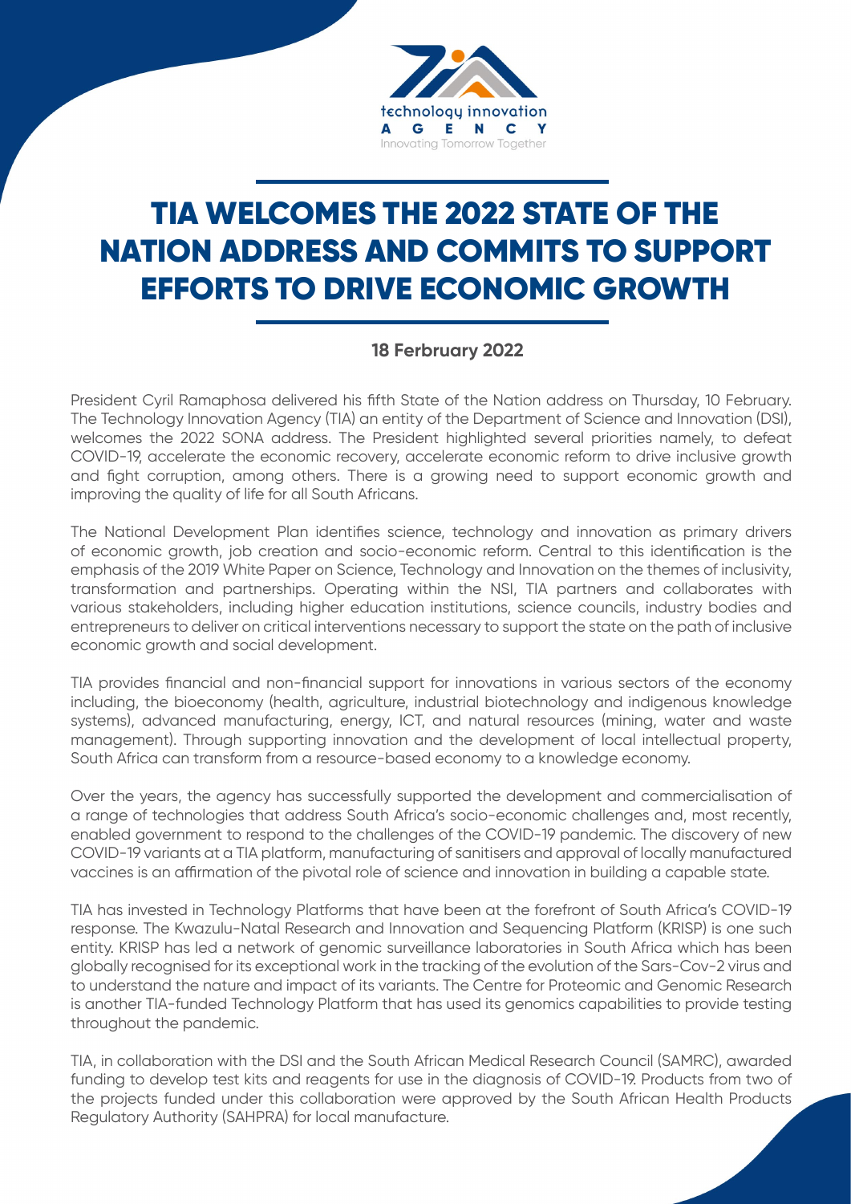# TIA WELCOMES THE 2022 STATE OF THE NATION ADDRESS AND COMMITS TO SUPPORT EFFORTS TO DRIVE ECONOMIC GROWTH

**18 Ferbruary 2022**

President Cyril Ramaphosa delivered his fifth State of the Nation address on Thursday, 10 February. The Technology Innovation Agency (TIA) an entity of the Department of Science and Innovation (DSI), welcomes the 2022 SONA address. The President highlighted several priorities namely, to defeat COVID-19, accelerate the economic recovery, accelerate economic reform to drive inclusive growth and fight corruption, among others. There is a growing need to support economic growth and improving the quality of life for all South Africans.

The National Development Plan identifies science, technology and innovation as primary drivers of economic growth, job creation and socio-economic reform. Central to this identification is the emphasis of the 2019 White Paper on Science, Technology and Innovation on the themes of inclusivity, transformation and partnerships. Operating within the NSI, TIA partners and collaborates with various stakeholders, including higher education institutions, science councils, industry bodies and entrepreneurs to deliver on critical interventions necessary to support the state on the path of inclusive economic growth and social development.

TIA provides financial and non-financial support for innovations in various sectors of the economy including, the bioeconomy (health, agriculture, industrial biotechnology and indigenous knowledge systems), advanced manufacturing, energy, ICT, and natural resources (mining, water and waste management). Through supporting innovation and the development of local intellectual property, South Africa can transform from a resource-based economy to a knowledge economy.

Over the years, the agency has successfully supported the development and commercialisation of a range of technologies that address South Africa's socio-economic challenges and, most recently, enabled government to respond to the challenges of the COVID-19 pandemic. The discovery of new COVID-19 variants at a TIA platform, manufacturing of sanitisers and approval of locally manufactured vaccines is an affirmation of the pivotal role of science and innovation in building a capable state.

TIA has invested in Technology Platforms that have been at the forefront of South Africa's COVID-19 response. The Kwazulu-Natal Research and Innovation and Sequencing Platform (KRISP) is one such entity. KRISP has led a network of genomic surveillance laboratories in South Africa which has been globally recognised for its exceptional work in the tracking of the evolution of the Sars-Cov-2 virus and to understand the nature and impact of its variants. The Centre for Proteomic and Genomic Research is another TIA-funded Technology Platform that has used its genomics capabilities to provide testing throughout the pandemic.

TIA, in collaboration with the DSI and the South African Medical Research Council (SAMRC), awarded funding to develop test kits and reagents for use in the diagnosis of COVID-19. Products from two of the projects funded under this collaboration were approved by the South African Health Products Regulatory Authority (SAHPRA) for local manufacture.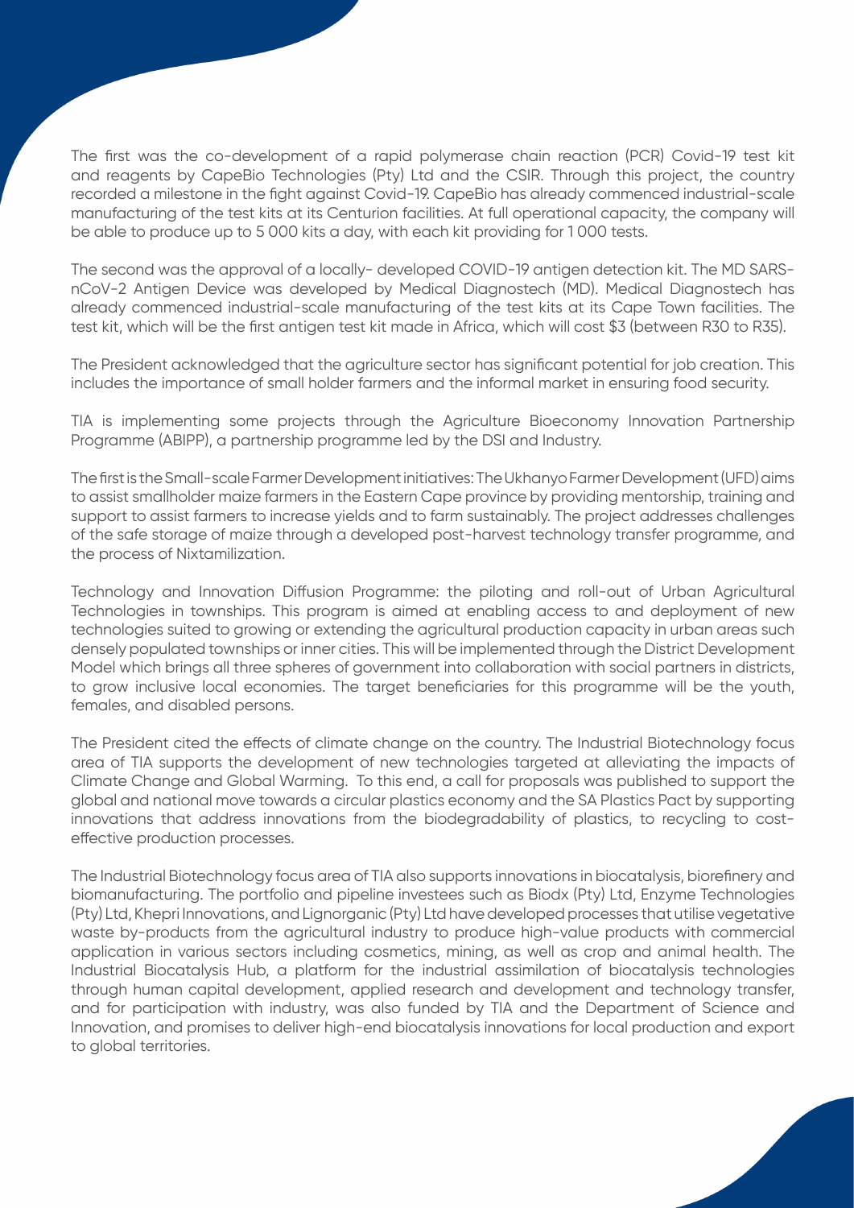The first was the co-development of a rapid polymerase chain reaction (PCR) Covid-19 test kit and reagents by CapeBio Technologies (Pty) Ltd and the CSIR. Through this project, the country recorded a milestone in the fight against Covid-19. CapeBio has already commenced industrial-scale manufacturing of the test kits at its Centurion facilities. At full operational capacity, the company will be able to produce up to 5 000 kits a day, with each kit providing for 1 000 tests.

The second was the approval of a locally- developed COVID-19 antigen detection kit. The MD SARS-nCoV-2 Antigen Device was developed by Medical Diagnostech (MD). Medical Diagnostech has already commenced industrial-scale manufacturing of the test kits at its Cape Town facilities. The test kit, which will be the first antigen test kit made in Africa, which will cost $3 (between R30 to R35).

The President acknowledged that the agriculture sector has significant potential for job creation. This includes the importance of small holder farmers and the informal market in ensuring food security.

TIA is implementing some projects through the Agriculture Bioeconomy Innovation Partnership Programme (ABIPP), a partnership programme led by the DSI and Industry.

The first is the Small-scale Farmer Development initiatives: The Ukhanyo Farmer Development (UFD) aims to assist smallholder maize farmers in the Eastern Cape province by providing mentorship, training and support to assist farmers to increase yields and to farm sustainably. The project addresses challenges of the safe storage of maize through a developed post-harvest technology transfer programme, and the process of Nixtamilization.

Technology and Innovation Diffusion Programme: the piloting and roll-out of Urban Agricultural Technologies in townships. This program is aimed at enabling access to and deployment of new technologies suited to growing or extending the agricultural production capacity in urban areas such densely populated townships or inner cities. This will be implemented through the District Development Model which brings all three spheres of government into collaboration with social partners in districts, to grow inclusive local economies. The target beneficiaries for this programme will be the youth, females, and disabled persons.

The President cited the effects of climate change on the country. The Industrial Biotechnology focus area of TIA supports the development of new technologies targeted at alleviating the impacts of Climate Change and Global Warming. To this end, a call for proposals was published to support the global and national move towards a circular plastics economy and the SA Plastics Pact by supporting innovations that address innovations from the biodegradability of plastics, to recycling to cost-effective production processes.

The Industrial Biotechnology focus area of TIA also supports innovations in biocatalysis, biorefinery and biomanufacturing. The portfolio and pipeline investees such as Biodx (Pty) Ltd, Enzyme Technologies (Pty) Ltd, Khepri Innovations, and Lignorganic (Pty) Ltd have developed processes that utilise vegetative waste by-products from the agricultural industry to produce high-value products with commercial application in various sectors including cosmetics, mining, as well as crop and animal health. The Industrial Biocatalysis Hub, a platform for the industrial assimilation of biocatalysis technologies through human capital development, applied research and development and technology transfer, and for participation with industry, was also funded by TIA and the Department of Science and Innovation, and promises to deliver high-end biocatalysis innovations for local production and export to global territories.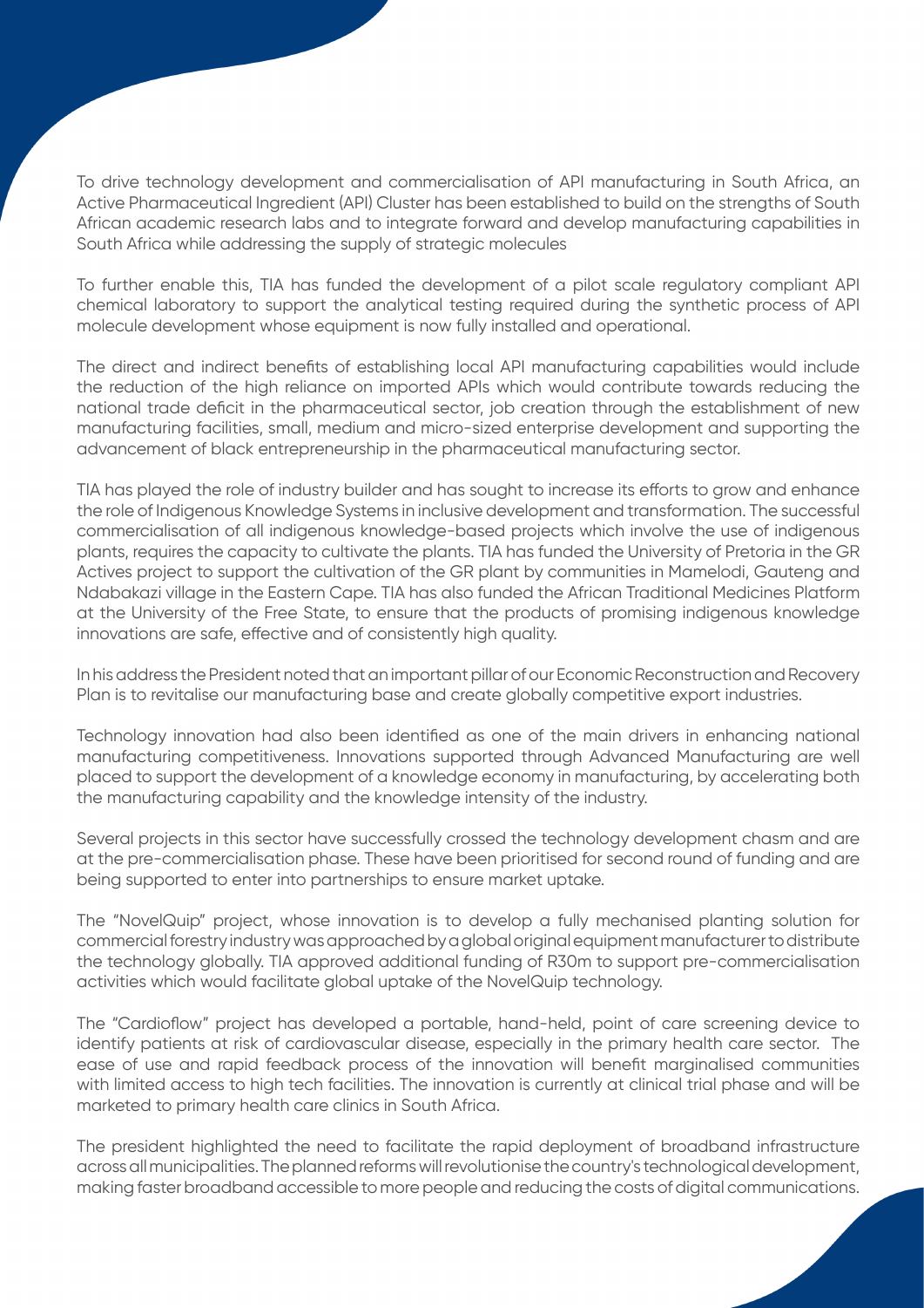To drive technology development and commercialisation of API manufacturing in South Africa, an Active Pharmaceutical Ingredient (API) Cluster has been established to build on the strengths of South African academic research labs and to integrate forward and develop manufacturing capabilities in South Africa while addressing the supply of strategic molecules

To further enable this, TIA has funded the development of a pilot scale regulatory compliant API chemical laboratory to support the analytical testing required during the synthetic process of API molecule development whose equipment is now fully installed and operational.

The direct and indirect benefits of establishing local API manufacturing capabilities would include the reduction of the high reliance on imported APIs which would contribute towards reducing the national trade deficit in the pharmaceutical sector, job creation through the establishment of new manufacturing facilities, small, medium and micro-sized enterprise development and supporting the advancement of black entrepreneurship in the pharmaceutical manufacturing sector.

TIA has played the role of industry builder and has sought to increase its efforts to grow and enhance the role of Indigenous Knowledge Systems in inclusive development and transformation. The successful commercialisation of all indigenous knowledge-based projects which involve the use of indigenous plants, requires the capacity to cultivate the plants. TIA has funded the University of Pretoria in the GR Actives project to support the cultivation of the GR plant by communities in Mamelodi, Gauteng and Ndabakazi village in the Eastern Cape. TIA has also funded the African Traditional Medicines Platform at the University of the Free State, to ensure that the products of promising indigenous knowledge innovations are safe, effective and of consistently high quality.

In his address the President noted that an important pillar of our Economic Reconstruction and Recovery Plan is to revitalise our manufacturing base and create globally competitive export industries.

Technology innovation had also been identified as one of the main drivers in enhancing national manufacturing competitiveness. Innovations supported through Advanced Manufacturing are well placed to support the development of a knowledge economy in manufacturing, by accelerating both the manufacturing capability and the knowledge intensity of the industry.

Several projects in this sector have successfully crossed the technology development chasm and are at the pre-commercialisation phase. These have been prioritised for second round of funding and are being supported to enter into partnerships to ensure market uptake.

The "NovelQuip" project, whose innovation is to develop a fully mechanised planting solution for commercial forestry industry was approached by a global original equipment manufacturer to distribute the technology globally. TIA approved additional funding of R30m to support pre-commercialisation activities which would facilitate global uptake of the NovelQuip technology.

The "Cardioflow" project has developed a portable, hand-held, point of care screening device to identify patients at risk of cardiovascular disease, especially in the primary health care sector. The ease of use and rapid feedback process of the innovation will benefit marginalised communities with limited access to high tech facilities. The innovation is currently at clinical trial phase and will be marketed to primary health care clinics in South Africa.

The president highlighted the need to facilitate the rapid deployment of broadband infrastructure across all municipalities. The planned reforms will revolutionise the country's technological development, making faster broadband accessible to more people and reducing the costs of digital communications.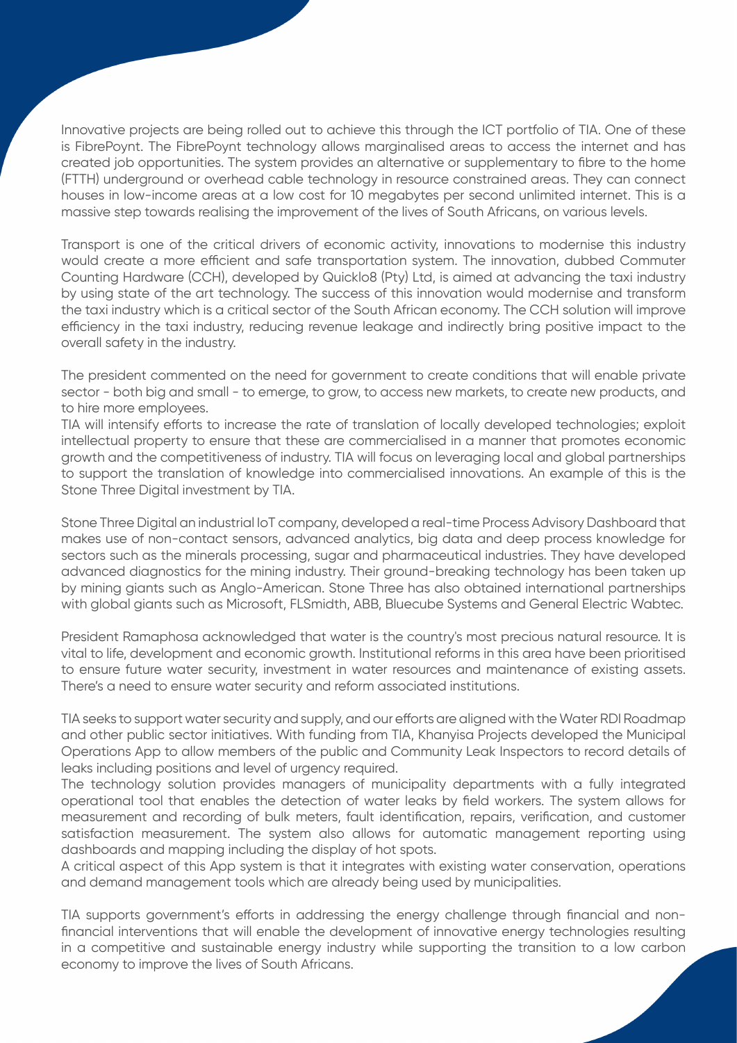Innovative projects are being rolled out to achieve this through the ICT portfolio of TIA. One of these is FibrePoynt. The FibrePoynt technology allows marginalised areas to access the internet and has created job opportunities. The system provides an alternative or supplementary to fibre to the home (FTTH) underground or overhead cable technology in resource constrained areas. They can connect houses in low-income areas at a low cost for 10 megabytes per second unlimited internet. This is a massive step towards realising the improvement of the lives of South Africans, on various levels.

Transport is one of the critical drivers of economic activity, innovations to modernise this industry would create a more efficient and safe transportation system. The innovation, dubbed Commuter Counting Hardware (CCH), developed by Quicklo8 (Pty) Ltd, is aimed at advancing the taxi industry by using state of the art technology. The success of this innovation would modernise and transform the taxi industry which is a critical sector of the South African economy. The CCH solution will improve efficiency in the taxi industry, reducing revenue leakage and indirectly bring positive impact to the overall safety in the industry.

The president commented on the need for government to create conditions that will enable private sector - both big and small - to emerge, to grow, to access new markets, to create new products, and to hire more employees.

TIA will intensify efforts to increase the rate of translation of locally developed technologies; exploit intellectual property to ensure that these are commercialised in a manner that promotes economic growth and the competitiveness of industry. TIA will focus on leveraging local and global partnerships to support the translation of knowledge into commercialised innovations. An example of this is the Stone Three Digital investment by TIA.

Stone Three Digital an industrial IoT company, developed a real-time Process Advisory Dashboard that makes use of non-contact sensors, advanced analytics, big data and deep process knowledge for sectors such as the minerals processing, sugar and pharmaceutical industries. They have developed advanced diagnostics for the mining industry. Their ground-breaking technology has been taken up by mining giants such as Anglo-American. Stone Three has also obtained international partnerships with global giants such as Microsoft, FLSmidth, ABB, Bluecube Systems and General Electric Wabtec.

President Ramaphosa acknowledged that water is the country's most precious natural resource. It is vital to life, development and economic growth. Institutional reforms in this area have been prioritised to ensure future water security, investment in water resources and maintenance of existing assets. There's a need to ensure water security and reform associated institutions.

TIA seeks to support water security and supply, and our efforts are aligned with the Water RDI Roadmap and other public sector initiatives. With funding from TIA, Khanyisa Projects developed the Municipal Operations App to allow members of the public and Community Leak Inspectors to record details of leaks including positions and level of urgency required.

The technology solution provides managers of municipality departments with a fully integrated operational tool that enables the detection of water leaks by field workers. The system allows for measurement and recording of bulk meters, fault identification, repairs, verification, and customer satisfaction measurement. The system also allows for automatic management reporting using dashboards and mapping including the display of hot spots.

A critical aspect of this App system is that it integrates with existing water conservation, operations and demand management tools which are already being used by municipalities.

TIA supports government's efforts in addressing the energy challenge through financial and non-financial interventions that will enable the development of innovative energy technologies resulting in a competitive and sustainable energy industry while supporting the transition to a low carbon economy to improve the lives of South Africans.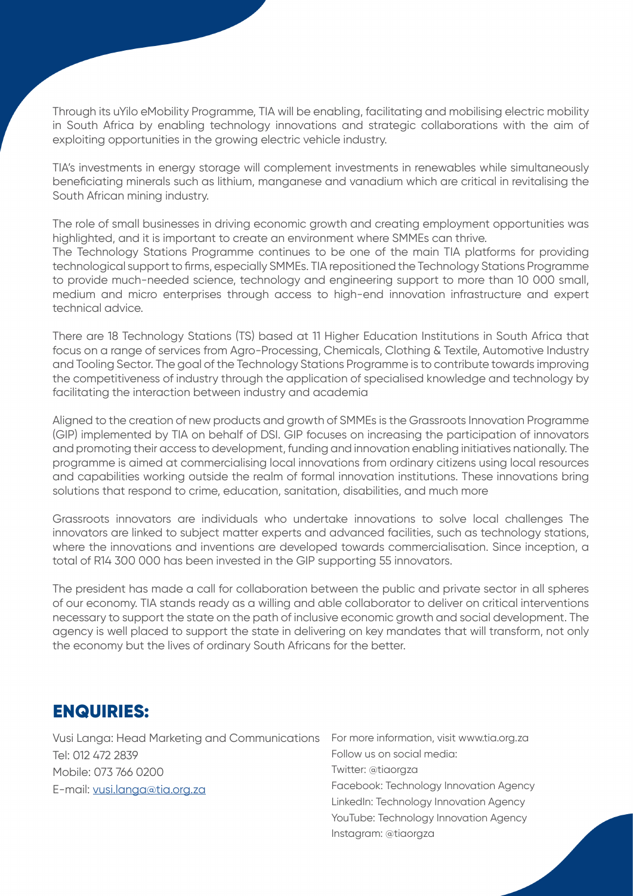Through its uYilo eMobility Programme, TIA will be enabling, facilitating and mobilising electric mobility in South Africa by enabling technology innovations and strategic collaborations with the aim of exploiting opportunities in the growing electric vehicle industry.

TIA's investments in energy storage will complement investments in renewables while simultaneously beneficiating minerals such as lithium, manganese and vanadium which are critical in revitalising the South African mining industry.

The role of small businesses in driving economic growth and creating employment opportunities was highlighted, and it is important to create an environment where SMMEs can thrive.
The Technology Stations Programme continues to be one of the main TIA platforms for providing technological support to firms, especially SMMEs. TIA repositioned the Technology Stations Programme to provide much-needed science, technology and engineering support to more than 10 000 small, medium and micro enterprises through access to high-end innovation infrastructure and expert technical advice.

There are 18 Technology Stations (TS) based at 11 Higher Education Institutions in South Africa that focus on a range of services from Agro-Processing, Chemicals, Clothing & Textile, Automotive Industry and Tooling Sector. The goal of the Technology Stations Programme is to contribute towards improving the competitiveness of industry through the application of specialised knowledge and technology by facilitating the interaction between industry and academia

Aligned to the creation of new products and growth of SMMEs is the Grassroots Innovation Programme (GIP) implemented by TIA on behalf of DSI. GIP focuses on increasing the participation of innovators and promoting their access to development, funding and innovation enabling initiatives nationally. The programme is aimed at commercialising local innovations from ordinary citizens using local resources and capabilities working outside the realm of formal innovation institutions. These innovations bring solutions that respond to crime, education, sanitation, disabilities, and much more

Grassroots innovators are individuals who undertake innovations to solve local challenges The innovators are linked to subject matter experts and advanced facilities, such as technology stations, where the innovations and inventions are developed towards commercialisation. Since inception, a total of R14 300 000 has been invested in the GIP supporting 55 innovators.

The president has made a call for collaboration between the public and private sector in all spheres of our economy. TIA stands ready as a willing and able collaborator to deliver on critical interventions necessary to support the state on the path of inclusive economic growth and social development. The agency is well placed to support the state in delivering on key mandates that will transform, not only the economy but the lives of ordinary South Africans for the better.

## ENQUIRIES:

Vusi Langa: Head Marketing and Communications
Tel: 012 472 2839
Mobile: 073 766 0200
E-mail: vusi.langa@tia.org.za

For more information, visit www.tia.org.za
Follow us on social media:
Twitter: @tiaorgza
Facebook: Technology Innovation Agency
LinkedIn: Technology Innovation Agency
YouTube: Technology Innovation Agency
Instagram: @tiaorgza